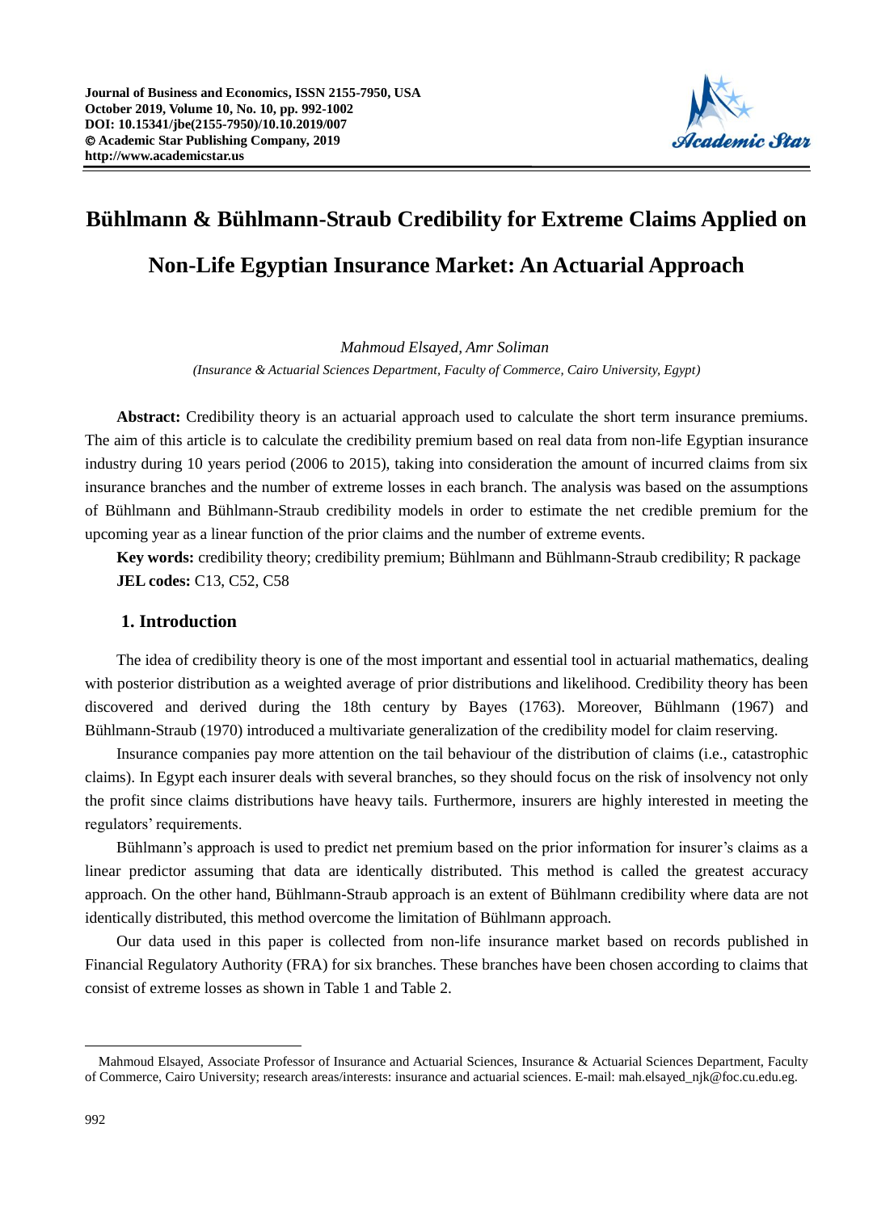# Bühlmann & Bühlmann-Straub Credibility for Extreme Claims Applied on Non-Life Egyptian Insurance Market: An Actuarial Approach

*Mahmoud Elsayed, Amr Soliman*

*(Insurance & Actuarial Sciences Department, Faculty of Commerce, Cairo University, Egypt)*

**Abstract:** Credibility theory is an actuarial approach used to calculate the short term insurance premiums. The aim of this article is to calculate the credibility premium based on real data from non-life Egyptian insurance industry during 10 years period (2006 to 2015), taking into consideration the amount of incurred claims from six insurance branches and the number of extreme losses in each branch. The analysis was based on the assumptions of Bühlmann and Bühlmann-Straub credibility models in order to estimate the net credible premium for the upcoming year as a linear function of the prior claims and the number of extreme events.

**Key words:** credibility theory; credibility premium; Bühlmann and Bühlmann-Straub credibility; R package

**JEL codes:** C13, C52, C58

## 1. Introduction

The idea of credibility theory is one of the most important and essential tool in actuarial mathematics, dealing with posterior distribution as a weighted average of prior distributions and likelihood. Credibility theory has been discovered and derived during the 18th century by Bayes (1763). Moreover, Bühlmann (1967) and Bühlmann-Straub (1970) introduced a multivariate generalization of the credibility model for claim reserving.

Insurance companies pay more attention on the tail behaviour of the distribution of claims (i.e., catastrophic claims). In Egypt each insurer deals with several branches, so they should focus on the risk of insolvency not only the profit since claims distributions have heavy tails. Furthermore, insurers are highly interested in meeting the regulators' requirements.

Bühlmann's approach is used to predict net premium based on the prior information for insurer's claims as a linear predictor assuming that data are identically distributed. This method is called the greatest accuracy approach. On the other hand, Bühlmann-Straub approach is an extent of Bühlmann credibility where data are not identically distributed, this method overcome the limitation of Bühlmann approach.

Our data used in this paper is collected from non-life insurance market based on records published in Financial Regulatory Authority (FRA) for six branches. These branches have been chosen according to claims that consist of extreme losses as shown in Table 1 and Table 2.

---

Mahmoud Elsayed, Associate Professor of Insurance and Actuarial Sciences, Insurance & Actuarial Sciences Department, Faculty of Commerce, Cairo University; research areas/interests: insurance and actuarial sciences. E-mail: mah.elsayed_njk@foc.cu.edu.eg.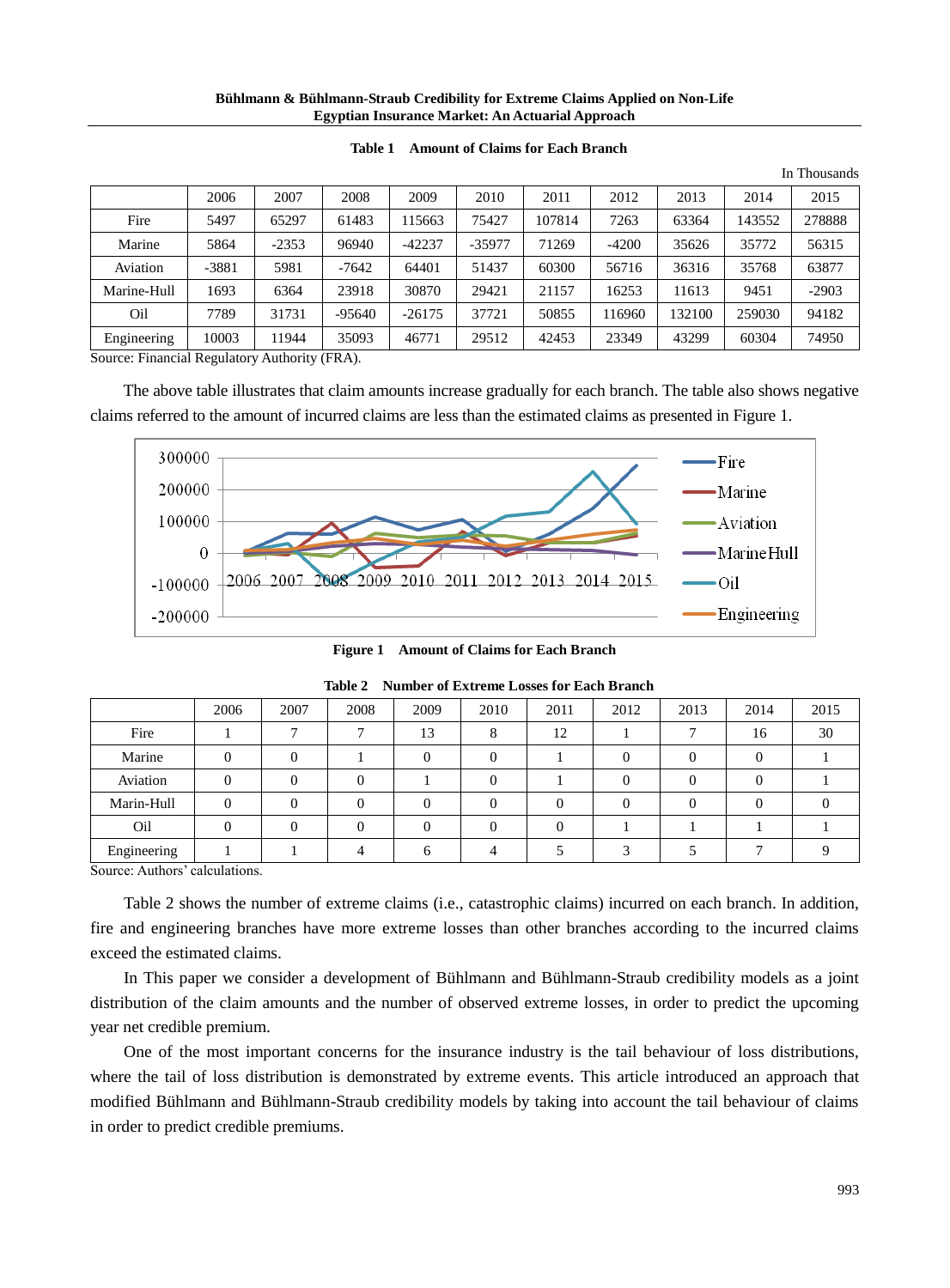**Table 1 Amount of Claims for Each Branch**

In Thousands

| | 2006 | 2007 | 2008 | 2009 | 2010 | 2011 | 2012 | 2013 | 2014 | 2015 |
|---|---|---|---|---|---|---|---|---|---|---|
| Fire | 5497 | 65297 | 61483 | 115663 | 75427 | 107814 | 7263 | 63364 | 143552 | 278888 |
| Marine | 5864 | -2353 | 96940 | -42237 | -35977 | 71269 | -4200 | 35626 | 35772 | 56315 |
| Aviation | -3881 | 5981 | -7642 | 64401 | 51437 | 60300 | 56716 | 36316 | 35768 | 63877 |
| Marine-Hull | 1693 | 6364 | 23918 | 30870 | 29421 | 21157 | 16253 | 11613 | 9451 | -2903 |
| Oil | 7789 | 31731 | -95640 | -26175 | 37721 | 50855 | 116960 | 132100 | 259030 | 94182 |
| Engineering | 10003 | 11944 | 35093 | 46771 | 29512 | 42453 | 23349 | 43299 | 60304 | 74950 |

Source: Financial Regulatory Authority (FRA).

The above table illustrates that claim amounts increase gradually for each branch. The table also shows negative claims referred to the amount of incurred claims are less than the estimated claims as presented in Figure 1.

**Figure 1 Amount of Claims for Each Branch**

**Table 2 Number of Extreme Losses for Each Branch**

| | 2006 | 2007 | 2008 | 2009 | 2010 | 2011 | 2012 | 2013 | 2014 | 2015 |
|---|---|---|---|---|---|---|---|---|---|---|
| Fire | 1 | 7 | 7 | 13 | 8 | 12 | 1 | 7 | 16 | 30 |
| Marine | 0 | 0 | 1 | 0 | 0 | 1 | 0 | 0 | 0 | 1 |
| Aviation | 0 | 0 | 0 | 1 | 0 | 1 | 0 | 0 | 0 | 1 |
| Marin-Hull | 0 | 0 | 0 | 0 | 0 | 0 | 0 | 0 | 0 | 0 |
| Oil | 0 | 0 | 0 | 0 | 0 | 0 | 1 | 1 | 1 | 1 |
| Engineering | 1 | 1 | 4 | 6 | 4 | 5 | 3 | 5 | 7 | 9 |

Source: Authors' calculations.

Table 2 shows the number of extreme claims (i.e., catastrophic claims) incurred on each branch. In addition, fire and engineering branches have more extreme losses than other branches according to the incurred claims exceed the estimated claims.

In This paper we consider a development of Bühlmann and Bühlmann-Straub credibility models as a joint distribution of the claim amounts and the number of observed extreme losses, in order to predict the upcoming year net credible premium.

One of the most important concerns for the insurance industry is the tail behaviour of loss distributions, where the tail of loss distribution is demonstrated by extreme events. This article introduced an approach that modified Bühlmann and Bühlmann-Straub credibility models by taking into account the tail behaviour of claims in order to predict credible premiums.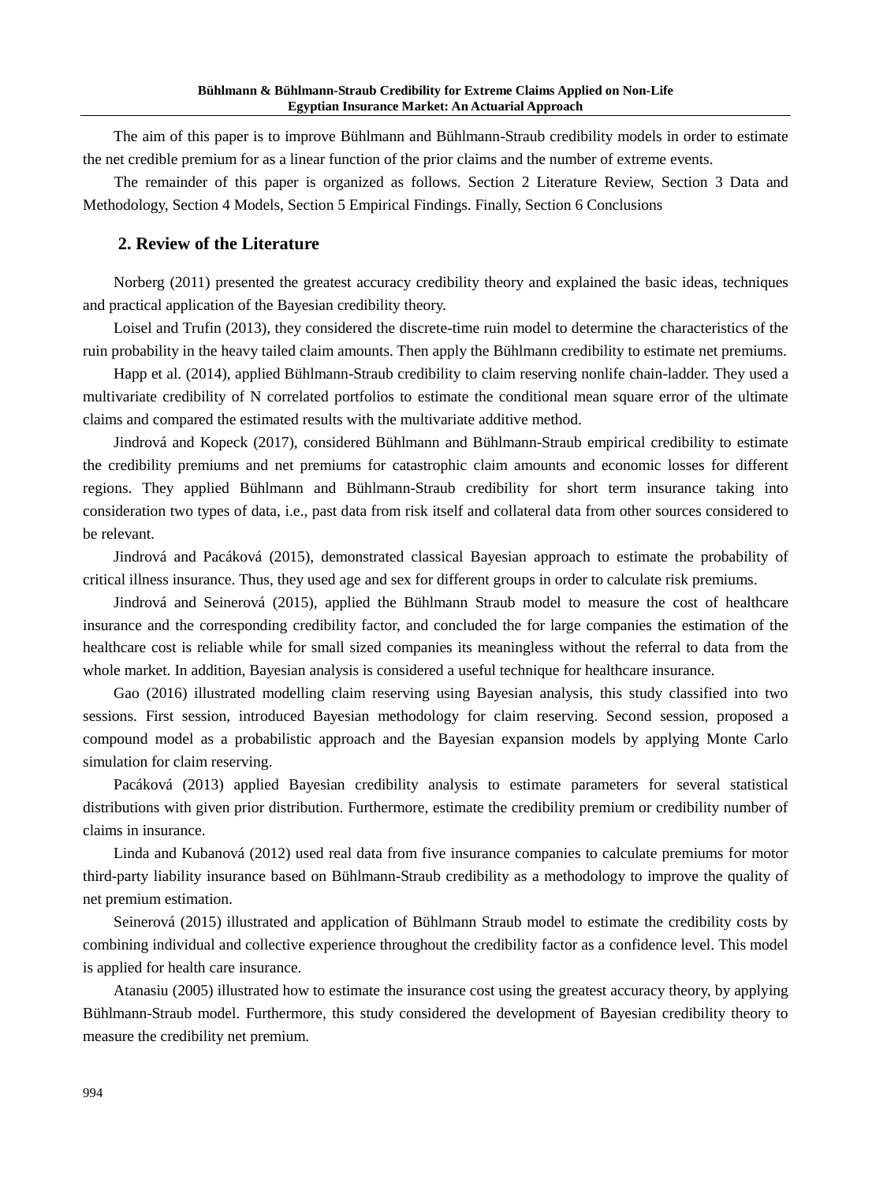The aim of this paper is to improve Bühlmann and Bühlmann-Straub credibility models in order to estimate the net credible premium for as a linear function of the prior claims and the number of extreme events.

The remainder of this paper is organized as follows. Section 2 Literature Review, Section 3 Data and Methodology, Section 4 Models, Section 5 Empirical Findings. Finally, Section 6 Conclusions

## 2. Review of the Literature

Norberg (2011) presented the greatest accuracy credibility theory and explained the basic ideas, techniques and practical application of the Bayesian credibility theory.

Loisel and Trufin (2013), they considered the discrete-time ruin model to determine the characteristics of the ruin probability in the heavy tailed claim amounts. Then apply the Bühlmann credibility to estimate net premiums.

Happ et al. (2014), applied Bühlmann-Straub credibility to claim reserving nonlife chain-ladder. They used a multivariate credibility of N correlated portfolios to estimate the conditional mean square error of the ultimate claims and compared the estimated results with the multivariate additive method.

Jindrová and Kopeck (2017), considered Bühlmann and Bühlmann-Straub empirical credibility to estimate the credibility premiums and net premiums for catastrophic claim amounts and economic losses for different regions. They applied Bühlmann and Bühlmann-Straub credibility for short term insurance taking into consideration two types of data, i.e., past data from risk itself and collateral data from other sources considered to be relevant.

Jindrová and Pacáková (2015), demonstrated classical Bayesian approach to estimate the probability of critical illness insurance. Thus, they used age and sex for different groups in order to calculate risk premiums.

Jindrová and Seinerová (2015), applied the Bühlmann Straub model to measure the cost of healthcare insurance and the corresponding credibility factor, and concluded the for large companies the estimation of the healthcare cost is reliable while for small sized companies its meaningless without the referral to data from the whole market. In addition, Bayesian analysis is considered a useful technique for healthcare insurance.

Gao (2016) illustrated modelling claim reserving using Bayesian analysis, this study classified into two sessions. First session, introduced Bayesian methodology for claim reserving. Second session, proposed a compound model as a probabilistic approach and the Bayesian expansion models by applying Monte Carlo simulation for claim reserving.

Pacáková (2013) applied Bayesian credibility analysis to estimate parameters for several statistical distributions with given prior distribution. Furthermore, estimate the credibility premium or credibility number of claims in insurance.

Linda and Kubanová (2012) used real data from five insurance companies to calculate premiums for motor third-party liability insurance based on Bühlmann-Straub credibility as a methodology to improve the quality of net premium estimation.

Seinerová (2015) illustrated and application of Bühlmann Straub model to estimate the credibility costs by combining individual and collective experience throughout the credibility factor as a confidence level. This model is applied for health care insurance.

Atanasiu (2005) illustrated how to estimate the insurance cost using the greatest accuracy theory, by applying Bühlmann-Straub model. Furthermore, this study considered the development of Bayesian credibility theory to measure the credibility net premium.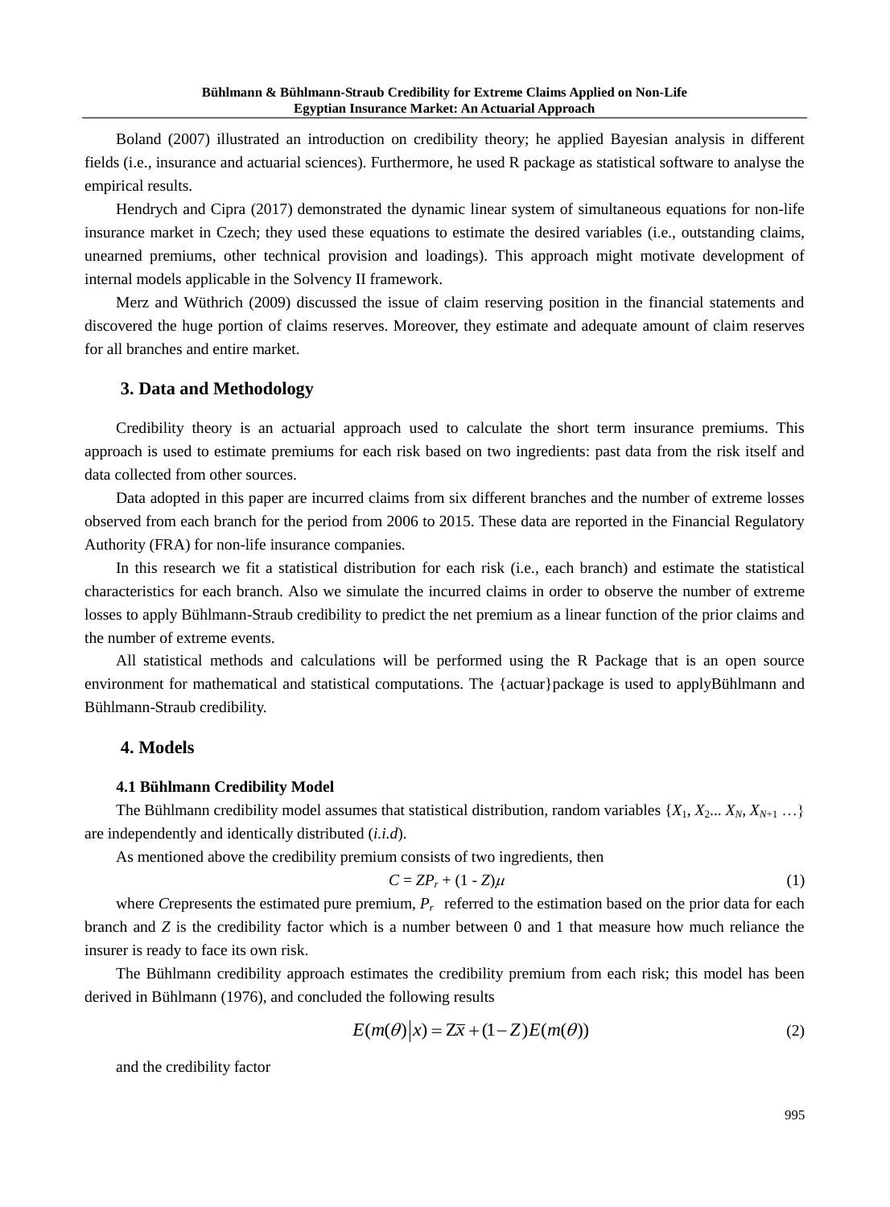Boland (2007) illustrated an introduction on credibility theory; he applied Bayesian analysis in different fields (i.e., insurance and actuarial sciences). Furthermore, he used R package as statistical software to analyse the empirical results.

Hendrych and Cipra (2017) demonstrated the dynamic linear system of simultaneous equations for non-life insurance market in Czech; they used these equations to estimate the desired variables (i.e., outstanding claims, unearned premiums, other technical provision and loadings). This approach might motivate development of internal models applicable in the Solvency II framework.

Merz and Wüthrich (2009) discussed the issue of claim reserving position in the financial statements and discovered the huge portion of claims reserves. Moreover, they estimate and adequate amount of claim reserves for all branches and entire market.

## 3. Data and Methodology

Credibility theory is an actuarial approach used to calculate the short term insurance premiums. This approach is used to estimate premiums for each risk based on two ingredients: past data from the risk itself and data collected from other sources.

Data adopted in this paper are incurred claims from six different branches and the number of extreme losses observed from each branch for the period from 2006 to 2015. These data are reported in the Financial Regulatory Authority (FRA) for non-life insurance companies.

In this research we fit a statistical distribution for each risk (i.e., each branch) and estimate the statistical characteristics for each branch. Also we simulate the incurred claims in order to observe the number of extreme losses to apply Bühlmann-Straub credibility to predict the net premium as a linear function of the prior claims and the number of extreme events.

All statistical methods and calculations will be performed using the R Package that is an open source environment for mathematical and statistical computations. The {actuar}package is used to applyBühlmann and Bühlmann-Straub credibility.

## 4. Models

### 4.1 Bühlmann Credibility Model

The Bühlmann credibility model assumes that statistical distribution, random variables $\{X_1, X_2 ... X_N, X_{N+1} \dots\}$ are independently and identically distributed (*i.i.d*).

As mentioned above the credibility premium consists of two ingredients, then

$$C = ZP_r + (1 - Z)\mu \tag{1}$$

where *C*represents the estimated pure premium, $P_r$ referred to the estimation based on the prior data for each branch and $Z$ is the credibility factor which is a number between 0 and 1 that measure how much reliance the insurer is ready to face its own risk.

The Bühlmann credibility approach estimates the credibility premium from each risk; this model has been derived in Bühlmann (1976), and concluded the following results

$$E(m(\theta)\big|x) = Z\bar{x} + (1-Z)E(m(\theta)) \tag{2}$$

and the credibility factor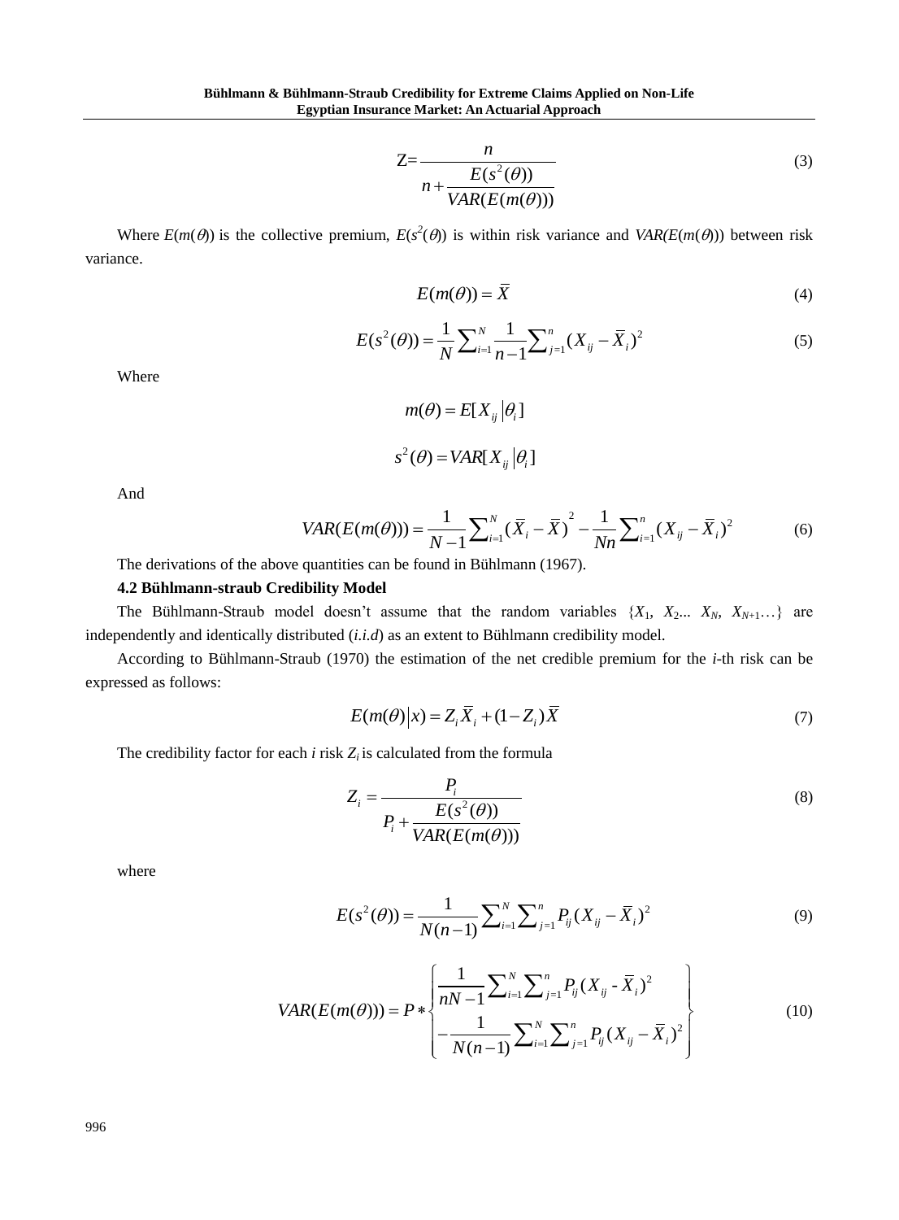$$Z=\frac{n}{n+\frac{E(s^2(\theta))}{VAR(E(m(\theta)))}} \tag{3}$$

Where $E(m(\theta))$ is the collective premium, $E(s^2(\theta))$ is within risk variance and $VAR(E(m(\theta)))$ between risk variance.

$$E(m(\theta))=\overline{X} \tag{4}$$

$$E(s^2(\theta))=\frac{1}{N}\sum_{i=1}^{N}\frac{1}{n-1}\sum_{j=1}^{n}(X_{ij}-\overline{X}_i)^2 \tag{5}$$

Where

$$m(\theta)=E[X_{ij}\,|\theta_i]$$

$$s^2(\theta)=VAR[X_{ij}\,|\theta_i]$$

And

$$VAR(E(m(\theta)))=\frac{1}{N-1}\sum_{i=1}^{N}(\overline{X}_i-\overline{X})^2-\frac{1}{Nn}\sum_{i=1}^{n}(X_{ij}-\overline{X}_i)^2 \tag{6}$$

The derivations of the above quantities can be found in Bühlmann (1967).

**4.2 Bühlmann-straub Credibility Model**

The Bühlmann-Straub model doesn't assume that the random variables $\{X_1, X_2 ... X_N, X_{N+1}\ldots\}$ are independently and identically distributed (*i.i.d*) as an extent to Bühlmann credibility model.

According to Bühlmann-Straub (1970) the estimation of the net credible premium for the *i*-th risk can be expressed as follows:

$$E(m(\theta)\,|x)=Z_i\overline{X}_i+(1-Z_i)\overline{X} \tag{7}$$

The credibility factor for each $i$ risk $Z_i$ is calculated from the formula

$$Z_i=\frac{P_i}{P_i+\frac{E(s^2(\theta))}{VAR(E(m(\theta)))}} \tag{8}$$

where

$$E(s^2(\theta))=\frac{1}{N(n-1)}\sum_{i=1}^{N}\sum_{j=1}^{n}P_{ij}(X_{ij}-\overline{X}_i)^2 \tag{9}$$

$$VAR(E(m(\theta)))=P*\left\{\begin{array}{l}\frac{1}{nN-1}\sum_{i=1}^{N}\sum_{j=1}^{n}P_{ij}(X_{ij}-\overline{X}_i)^2\\-\frac{1}{N(n-1)}\sum_{i=1}^{N}\sum_{j=1}^{n}P_{ij}(X_{ij}-\overline{X}_i)^2\end{array}\right\} \tag{10}$$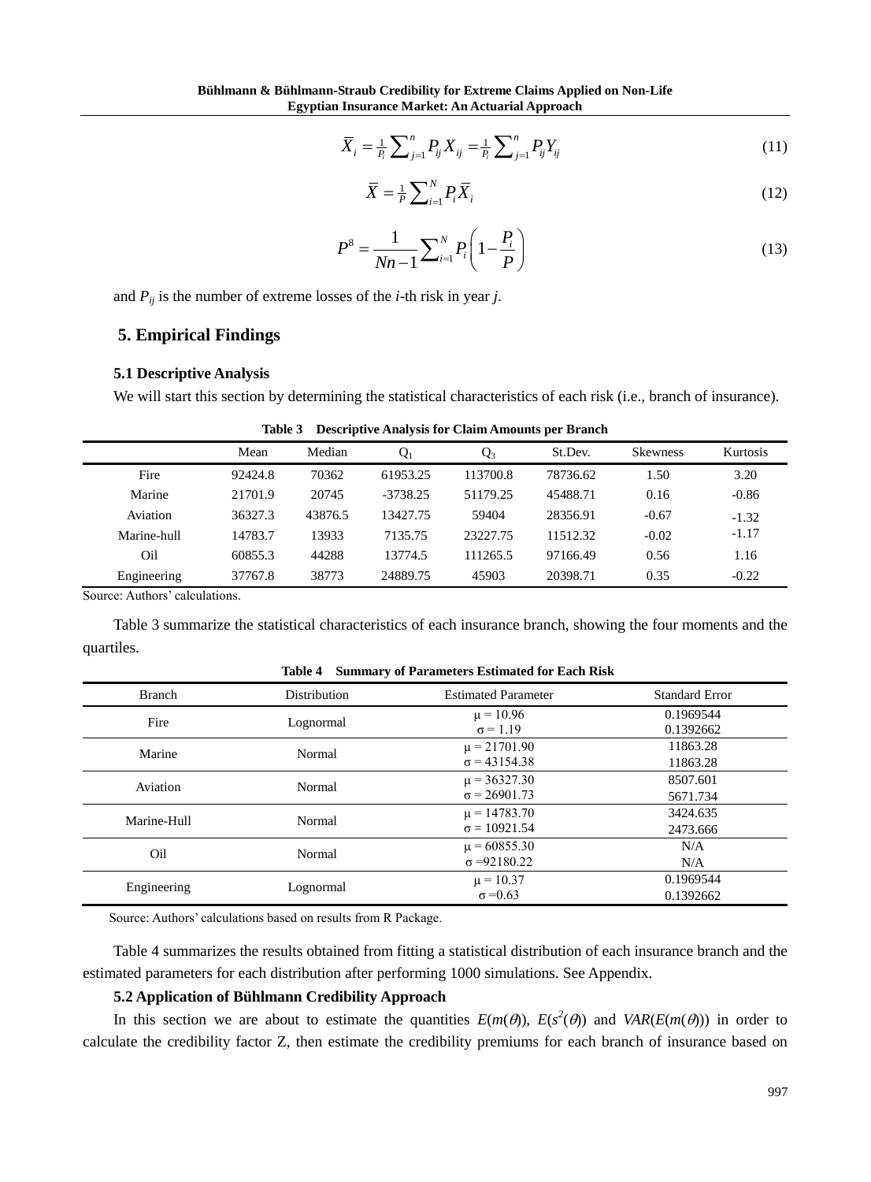$$\overline{X}_i = \tfrac{1}{P_i}\sum_{j=1}^{n} P_{ij} X_{ij} = \tfrac{1}{P_i}\sum_{j=1}^{n} P_{ij} Y_{ij} \tag{11}$$

$$\overline{X} = \tfrac{1}{P}\sum_{i=1}^{N} P_i \overline{X}_i \tag{12}$$

$$P^{8} = \frac{1}{Nn-1}\sum_{i=1}^{N} P_i \left(1 - \frac{P_i}{P}\right) \tag{13}$$

and $P_{ij}$ is the number of extreme losses of the *i*-th risk in year *j*.

## 5. Empirical Findings

### 5.1 Descriptive Analysis

We will start this section by determining the statistical characteristics of each risk (i.e., branch of insurance).

**Table 3 Descriptive Analysis for Claim Amounts per Branch**

| | Mean | Median | $Q_1$ | $Q_3$ | St.Dev. | Skewness | Kurtosis |
|---|---|---|---|---|---|---|---|
| Fire | 92424.8 | 70362 | 61953.25 | 113700.8 | 78736.62 | 1.50 | 3.20 |
| Marine | 21701.9 | 20745 | -3738.25 | 51179.25 | 45488.71 | 0.16 | -0.86 |
| Aviation | 36327.3 | 43876.5 | 13427.75 | 59404 | 28356.91 | -0.67 | -1.32 |
| Marine-hull | 14783.7 | 13933 | 7135.75 | 23227.75 | 11512.32 | -0.02 | -1.17 |
| Oil | 60855.3 | 44288 | 13774.5 | 111265.5 | 97166.49 | 0.56 | 1.16 |
| Engineering | 37767.8 | 38773 | 24889.75 | 45903 | 20398.71 | 0.35 | -0.22 |

Source: Authors' calculations.

Table 3 summarize the statistical characteristics of each insurance branch, showing the four moments and the quartiles.

**Table 4 Summary of Parameters Estimated for Each Risk**

| Branch | Distribution | Estimated Parameter | Standard Error |
|---|---|---|---|
| Fire | Lognormal | $\mu$ = 10.96<br>$\sigma$ = 1.19 | 0.1969544<br>0.1392662 |
| Marine | Normal | $\mu$ = 21701.90<br>$\sigma$ = 43154.38 | 11863.28<br>11863.28 |
| Aviation | Normal | $\mu$ = 36327.30<br>$\sigma$ = 26901.73 | 8507.601<br>5671.734 |
| Marine-Hull | Normal | $\mu$ = 14783.70<br>$\sigma$ = 10921.54 | 3424.635<br>2473.666 |
| Oil | Normal | $\mu$ = 60855.30<br>$\sigma$ =92180.22 | N/A<br>N/A |
| Engineering | Lognormal | $\mu$ = 10.37<br>$\sigma$ =0.63 | 0.1969544<br>0.1392662 |

Source: Authors' calculations based on results from R Package.

Table 4 summarizes the results obtained from fitting a statistical distribution of each insurance branch and the estimated parameters for each distribution after performing 1000 simulations. See Appendix.

### 5.2 Application of Bühlmann Credibility Approach

In this section we are about to estimate the quantities $E(m(\theta))$, $E(s^2(\theta))$ and $VAR(E(m(\theta)))$ in order to calculate the credibility factor Z, then estimate the credibility premiums for each branch of insurance based on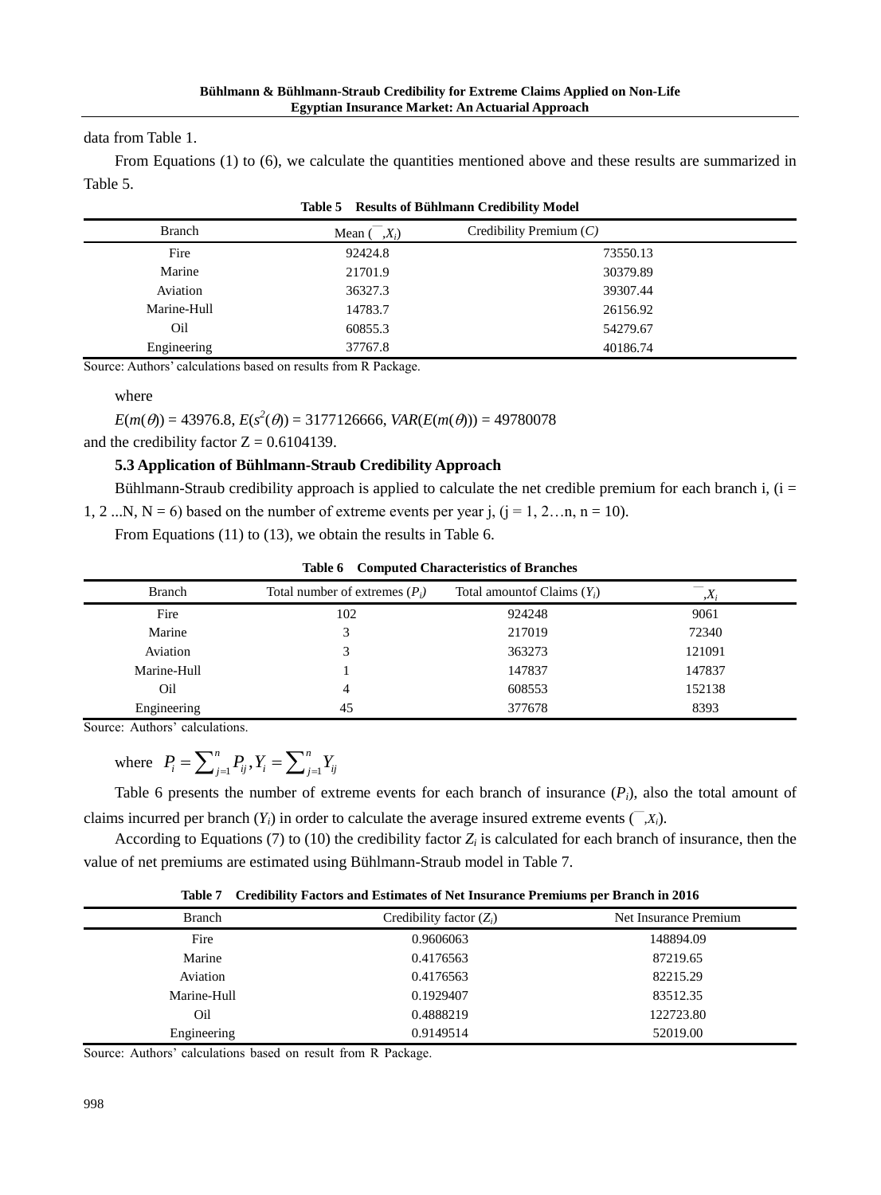data from Table 1.

From Equations (1) to (6), we calculate the quantities mentioned above and these results are summarized in Table 5.

**Table 5 Results of Bühlmann Credibility Model**

| Branch | Mean ($\bar{X}_i$) | Credibility Premium ($C$) |
|---|---|---|
| Fire | 92424.8 | 73550.13 |
| Marine | 21701.9 | 30379.89 |
| Aviation | 36327.3 | 39307.44 |
| Marine-Hull | 14783.7 | 26156.92 |
| Oil | 60855.3 | 54279.67 |
| Engineering | 37767.8 | 40186.74 |

Source: Authors' calculations based on results from R Package.

where

$E(m(\theta)) = 43976.8$, $E(s^2(\theta)) = 3177126666$, $VAR(E(m(\theta))) = 49780078$

and the credibility factor Z = 0.6104139.

### 5.3 Application of Bühlmann-Straub Credibility Approach

Bühlmann-Straub credibility approach is applied to calculate the net credible premium for each branch i, (i = 1, 2 ...N, N = 6) based on the number of extreme events per year j, (j = 1, 2…n, n = 10).

From Equations (11) to (13), we obtain the results in Table 6.

**Table 6 Computed Characteristics of Branches**

| Branch | Total number of extremes ($P_i$) | Total amountof Claims ($Y_i$) | $\bar{X}_i$ |
|---|---|---|---|
| Fire | 102 | 924248 | 9061 |
| Marine | 3 | 217019 | 72340 |
| Aviation | 3 | 363273 | 121091 |
| Marine-Hull | 1 | 147837 | 147837 |
| Oil | 4 | 608553 | 152138 |
| Engineering | 45 | 377678 | 8393 |

Source: Authors' calculations.

where $P_i = \sum_{j=1}^{n} P_{ij}, Y_i = \sum_{j=1}^{n} Y_{ij}$

Table 6 presents the number of extreme events for each branch of insurance ($P_i$), also the total amount of claims incurred per branch ($Y_i$) in order to calculate the average insured extreme events ($\bar{X}_i$).

According to Equations (7) to (10) the credibility factor $Z_i$ is calculated for each branch of insurance, then the value of net premiums are estimated using Bühlmann-Straub model in Table 7.

**Table 7 Credibility Factors and Estimates of Net Insurance Premiums per Branch in 2016**

| Branch | Credibility factor ($Z_i$) | Net Insurance Premium |
|---|---|---|
| Fire | 0.9606063 | 148894.09 |
| Marine | 0.4176563 | 87219.65 |
| Aviation | 0.4176563 | 82215.29 |
| Marine-Hull | 0.1929407 | 83512.35 |
| Oil | 0.4888219 | 122723.80 |
| Engineering | 0.9149514 | 52019.00 |

Source: Authors' calculations based on result from R Package.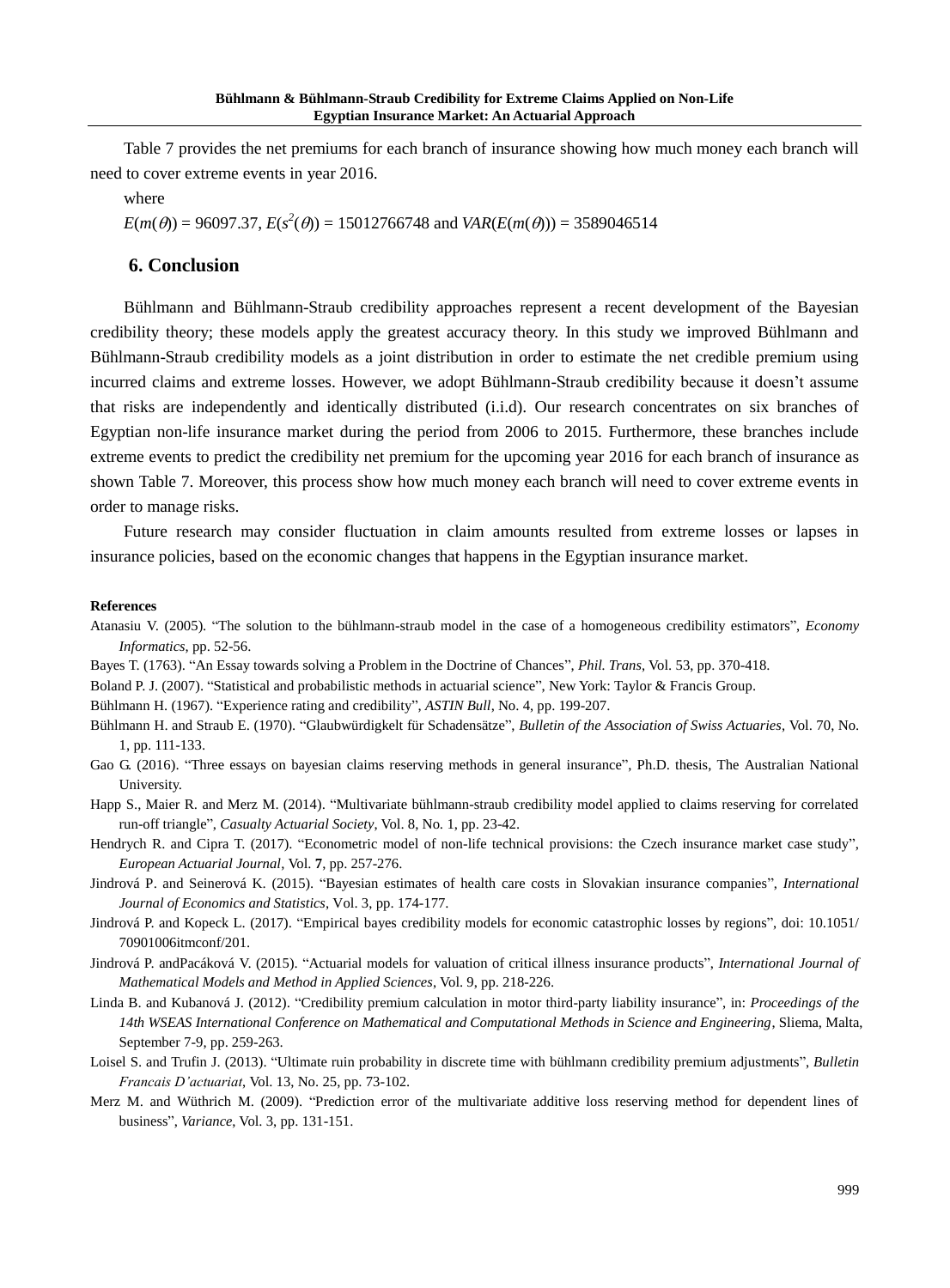Table 7 provides the net premiums for each branch of insurance showing how much money each branch will need to cover extreme events in year 2016.

where

$E(m(\theta)) = 96097.37$, $E(s^2(\theta)) = 15012766748$ and $VAR(E(m(\theta))) = 3589046514$

## 6. Conclusion

Bühlmann and Bühlmann-Straub credibility approaches represent a recent development of the Bayesian credibility theory; these models apply the greatest accuracy theory. In this study we improved Bühlmann and Bühlmann-Straub credibility models as a joint distribution in order to estimate the net credible premium using incurred claims and extreme losses. However, we adopt Bühlmann-Straub credibility because it doesn't assume that risks are independently and identically distributed (i.i.d). Our research concentrates on six branches of Egyptian non-life insurance market during the period from 2006 to 2015. Furthermore, these branches include extreme events to predict the credibility net premium for the upcoming year 2016 for each branch of insurance as shown Table 7. Moreover, this process show how much money each branch will need to cover extreme events in order to manage risks.

Future research may consider fluctuation in claim amounts resulted from extreme losses or lapses in insurance policies, based on the economic changes that happens in the Egyptian insurance market.

**References**

Atanasiu V. (2005). "The solution to the bühlmann-straub model in the case of a homogeneous credibility estimators", *Economy Informatics*, pp. 52-56.

Bayes T. (1763). "An Essay towards solving a Problem in the Doctrine of Chances", *Phil. Trans*, Vol. 53, pp. 370-418.

Boland P. J. (2007). "Statistical and probabilistic methods in actuarial science", New York: Taylor & Francis Group.

Bühlmann H. (1967). "Experience rating and credibility", *ASTIN Bull*, No. 4, pp. 199-207.

Bühlmann H. and Straub E. (1970). "Glaubwürdigkelt für Schadensätze", *Bulletin of the Association of Swiss Actuaries*, Vol. 70, No. 1, pp. 111-133.

Gao G. (2016). "Three essays on bayesian claims reserving methods in general insurance", Ph.D. thesis, The Australian National University.

Happ S., Maier R. and Merz M. (2014). "Multivariate bühlmann-straub credibility model applied to claims reserving for correlated run-off triangle", *Casualty Actuarial Society*, Vol. 8, No. 1, pp. 23-42.

Hendrych R. and Cipra T. (2017). "Econometric model of non-life technical provisions: the Czech insurance market case study", *European Actuarial Journal*, Vol. **7**, pp. 257-276.

Jindrová P. and Seinerová K. (2015). "Bayesian estimates of health care costs in Slovakian insurance companies", *International Journal of Economics and Statistics*, Vol. 3, pp. 174-177.

Jindrová P. and Kopeck L. (2017). "Empirical bayes credibility models for economic catastrophic losses by regions", doi: 10.1051/70901006itmconf/201.

Jindrová P. andPacáková V. (2015). "Actuarial models for valuation of critical illness insurance products", *International Journal of Mathematical Models and Method in Applied Sciences*, Vol. 9, pp. 218-226.

Linda B. and Kubanová J. (2012). "Credibility premium calculation in motor third-party liability insurance", in: *Proceedings of the 14th WSEAS International Conference on Mathematical and Computational Methods in Science and Engineering*, Sliema, Malta, September 7-9, pp. 259-263.

Loisel S. and Trufin J. (2013). "Ultimate ruin probability in discrete time with bühlmann credibility premium adjustments", *Bulletin Francais D'actuariat*, Vol. 13, No. 25, pp. 73-102.

Merz M. and Wüthrich M. (2009). "Prediction error of the multivariate additive loss reserving method for dependent lines of business", *Variance*, Vol. 3, pp. 131-151.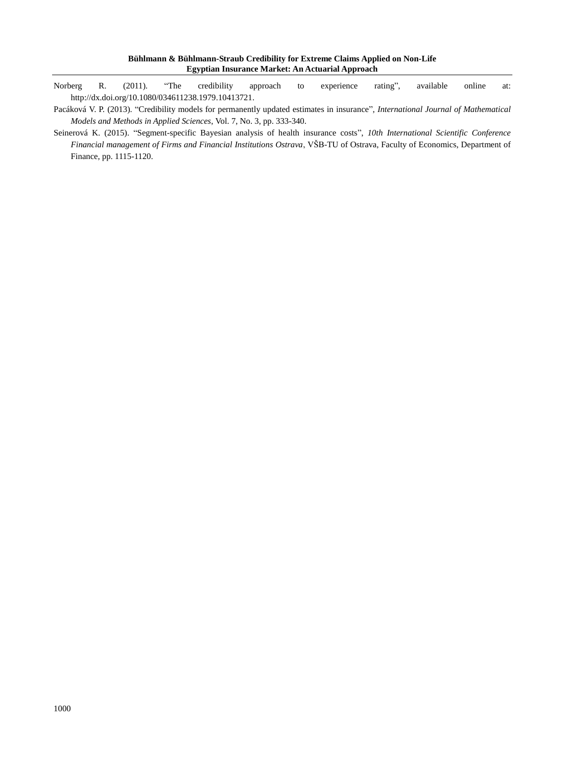Norberg R. (2011). "The credibility approach to experience rating", available online at: http://dx.doi.org/10.1080/034611238.1979.10413721.

Pacáková V. P. (2013). "Credibility models for permanently updated estimates in insurance", *International Journal of Mathematical Models and Methods in Applied Sciences*, Vol. 7, No. 3, pp. 333-340.

Seinerová K. (2015). "Segment-specific Bayesian analysis of health insurance costs", *10th International Scientific Conference Financial management of Firms and Financial Institutions Ostrava*, VŠB-TU of Ostrava, Faculty of Economics, Department of Finance, pp. 1115-1120.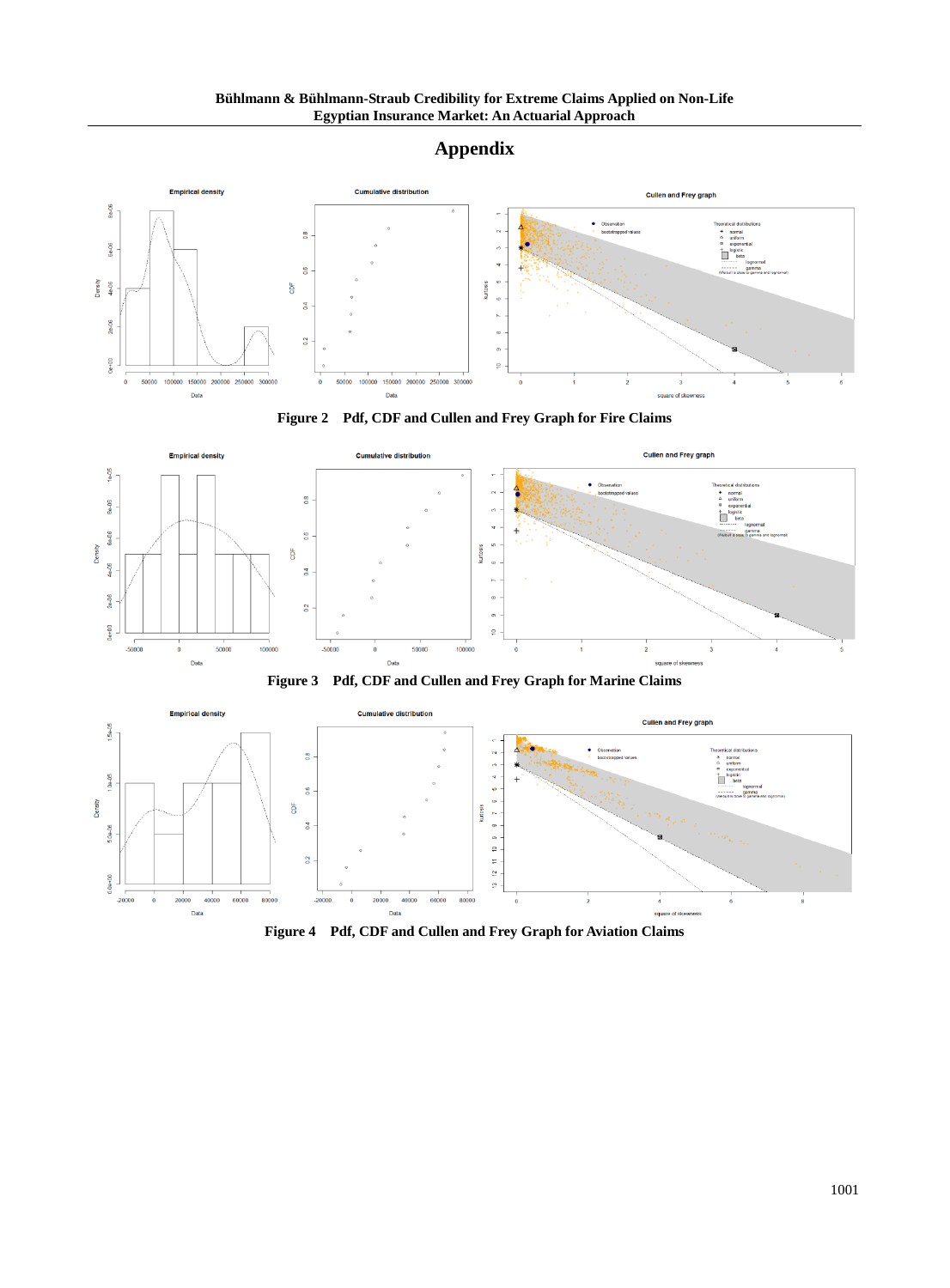# Appendix

**Figure 2 Pdf, CDF and Cullen and Frey Graph for Fire Claims**

**Figure 3 Pdf, CDF and Cullen and Frey Graph for Marine Claims**

**Figure 4 Pdf, CDF and Cullen and Frey Graph for Aviation Claims**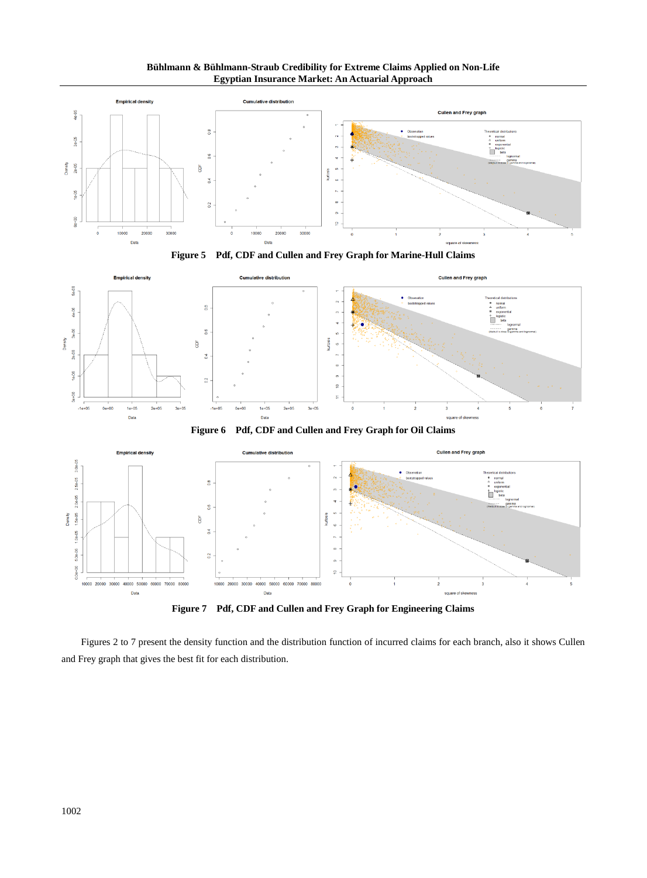Empirical density

Density

Data

Cumulative distribution

CDF

Data

Cullen and Frey graph

Observation
bootstrapped values

Theoretical distributions
normal
uniform
exponential
logistic
beta
lognormal
gamma
(Weibull is close to gamma and lognormal)

kurtosis

square of skewness

**Figure 5 Pdf, CDF and Cullen and Frey Graph for Marine-Hull Claims**

Empirical density

Density

Data

Cumulative distribution

CDF

Data

Cullen and Frey graph

Observation
bootstrapped values

Theoretical distributions
normal
uniform
exponential
logistic
beta
lognormal
gamma
(Weibull is close to gamma and lognormal)

kurtosis

square of skewness

**Figure 6 Pdf, CDF and Cullen and Frey Graph for Oil Claims**

Empirical density

Density

Data

Cumulative distribution

CDF

Data

Cullen and Frey graph

Observation
bootstrapped values

Theoretical distributions
normal
uniform
exponential
logistic
beta
lognormal
gamma
(Weibull is close to gamma and lognormal)

kurtosis

square of skewness

**Figure 7 Pdf, CDF and Cullen and Frey Graph for Engineering Claims**

Figures 2 to 7 present the density function and the distribution function of incurred claims for each branch, also it shows Cullen and Frey graph that gives the best fit for each distribution.